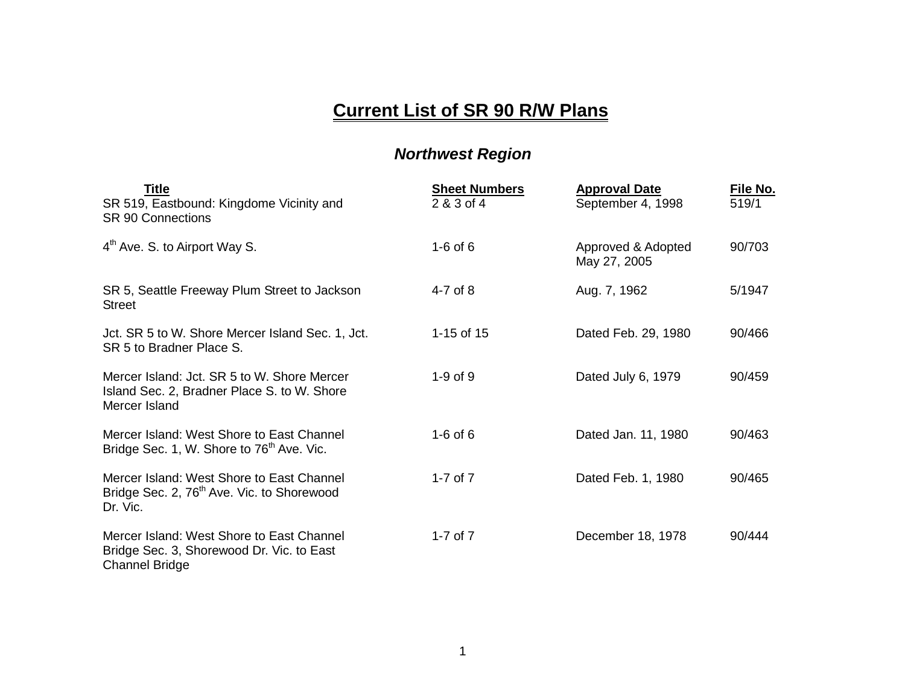# Current List of SR 90 R/W Plans

## *Northwest Region*

| Title | Sheet Numbers | Approval Date | File No. |
|---|---|---|---|
| SR 519, Eastbound: Kingdome Vicinity and SR 90 Connections | 2 & 3 of 4 | September 4, 1998 | 519/1 |
| 4th Ave. S. to Airport Way S. | 1-6 of 6 | Approved & Adopted May 27, 2005 | 90/703 |
| SR 5, Seattle Freeway Plum Street to Jackson Street | 4-7 of 8 | Aug. 7, 1962 | 5/1947 |
| Jct. SR 5 to W. Shore Mercer Island Sec. 1, Jct. SR 5 to Bradner Place S. | 1-15 of 15 | Dated Feb. 29, 1980 | 90/466 |
| Mercer Island: Jct. SR 5 to W. Shore Mercer Island Sec. 2, Bradner Place S. to W. Shore Mercer Island | 1-9 of 9 | Dated July 6, 1979 | 90/459 |
| Mercer Island: West Shore to East Channel Bridge Sec. 1, W. Shore to 76th Ave. Vic. | 1-6 of 6 | Dated Jan. 11, 1980 | 90/463 |
| Mercer Island: West Shore to East Channel Bridge Sec. 2, 76th Ave. Vic. to Shorewood Dr. Vic. | 1-7 of 7 | Dated Feb. 1, 1980 | 90/465 |
| Mercer Island: West Shore to East Channel Bridge Sec. 3, Shorewood Dr. Vic. to East Channel Bridge | 1-7 of 7 | December 18, 1978 | 90/444 |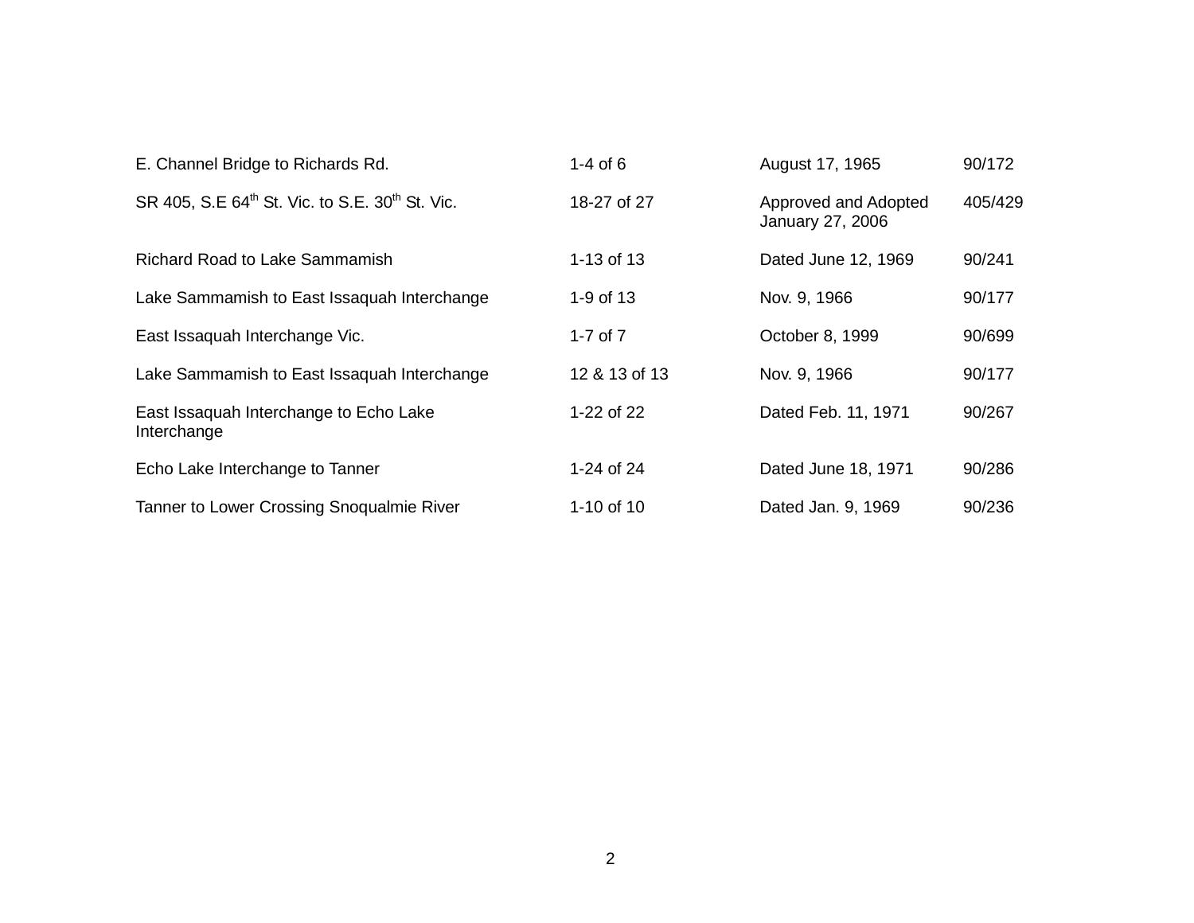| | | | |
|---|---|---|---|
| E. Channel Bridge to Richards Rd. | 1-4 of 6 | August 17, 1965 | 90/172 |
| SR 405, S.E 64th St. Vic. to S.E. 30th St. Vic. | 18-27 of 27 | Approved and Adopted January 27, 2006 | 405/429 |
| Richard Road to Lake Sammamish | 1-13 of 13 | Dated June 12, 1969 | 90/241 |
| Lake Sammamish to East Issaquah Interchange | 1-9 of 13 | Nov. 9, 1966 | 90/177 |
| East Issaquah Interchange Vic. | 1-7 of 7 | October 8, 1999 | 90/699 |
| Lake Sammamish to East Issaquah Interchange | 12 & 13 of 13 | Nov. 9, 1966 | 90/177 |
| East Issaquah Interchange to Echo Lake Interchange | 1-22 of 22 | Dated Feb. 11, 1971 | 90/267 |
| Echo Lake Interchange to Tanner | 1-24 of 24 | Dated June 18, 1971 | 90/286 |
| Tanner to Lower Crossing Snoqualmie River | 1-10 of 10 | Dated Jan. 9, 1969 | 90/236 |